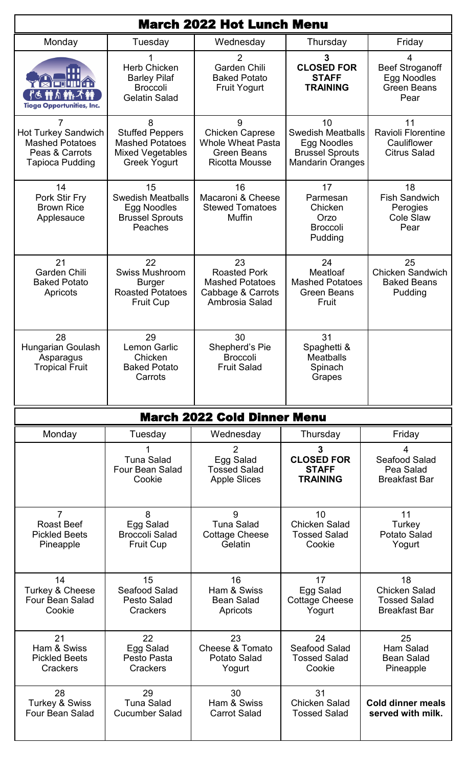# March 2022 Hot Lunch Menu

| Monday | Tuesday | Wednesday | Thursday | Friday |
|---|---|---|---|---|
| Tioga Opportunities, Inc. | 1 Herb Chicken Barley Pilaf Broccoli Gelatin Salad | 2 Garden Chili Baked Potato Fruit Yogurt | **3 CLOSED FOR STAFF TRAINING** | 4 Beef Stroganoff Egg Noodles Green Beans Pear |
| 7 Hot Turkey Sandwich Mashed Potatoes Peas & Carrots Tapioca Pudding | 8 Stuffed Peppers Mashed Potatoes Mixed Vegetables Greek Yogurt | 9 Chicken Caprese Whole Wheat Pasta Green Beans Ricotta Mousse | 10 Swedish Meatballs Egg Noodles Brussel Sprouts Mandarin Oranges | 11 Ravioli Florentine Cauliflower Citrus Salad |
| 14 Pork Stir Fry Brown Rice Applesauce | 15 Swedish Meatballs Egg Noodles Brussel Sprouts Peaches | 16 Macaroni & Cheese Stewed Tomatoes Muffin | 17 Parmesan Chicken Orzo Broccoli Pudding | 18 Fish Sandwich Perogies Cole Slaw Pear |
| 21 Garden Chili Baked Potato Apricots | 22 Swiss Mushroom Burger Roasted Potatoes Fruit Cup | 23 Roasted Pork Mashed Potatoes Cabbage & Carrots Ambrosia Salad | 24 Meatloaf Mashed Potatoes Green Beans Fruit | 25 Chicken Sandwich Baked Beans Pudding |
| 28 Hungarian Goulash Asparagus Tropical Fruit | 29 Lemon Garlic Chicken Baked Potato Carrots | 30 Shepherd's Pie Broccoli Fruit Salad | 31 Spaghetti & Meatballs Spinach Grapes | |

# March 2022 Cold Dinner Menu

| Monday | Tuesday | Wednesday | Thursday | Friday |
|---|---|---|---|---|
| | 1 Tuna Salad Four Bean Salad Cookie | 2 Egg Salad Tossed Salad Apple Slices | **3 CLOSED FOR STAFF TRAINING** | 4 Seafood Salad Pea Salad Breakfast Bar |
| 7 Roast Beef Pickled Beets Pineapple | 8 Egg Salad Broccoli Salad Fruit Cup | 9 Tuna Salad Cottage Cheese Gelatin | 10 Chicken Salad Tossed Salad Cookie | 11 Turkey Potato Salad Yogurt |
| 14 Turkey & Cheese Four Bean Salad Cookie | 15 Seafood Salad Pesto Salad Crackers | 16 Ham & Swiss Bean Salad Apricots | 17 Egg Salad Cottage Cheese Yogurt | 18 Chicken Salad Tossed Salad Breakfast Bar |
| 21 Ham & Swiss Pickled Beets Crackers | 22 Egg Salad Pesto Pasta Crackers | 23 Cheese & Tomato Potato Salad Yogurt | 24 Seafood Salad Tossed Salad Cookie | 25 Ham Salad Bean Salad Pineapple |
| 28 Turkey & Swiss Four Bean Salad | 29 Tuna Salad Cucumber Salad | 30 Ham & Swiss Carrot Salad | 31 Chicken Salad Tossed Salad | **Cold dinner meals served with milk.** |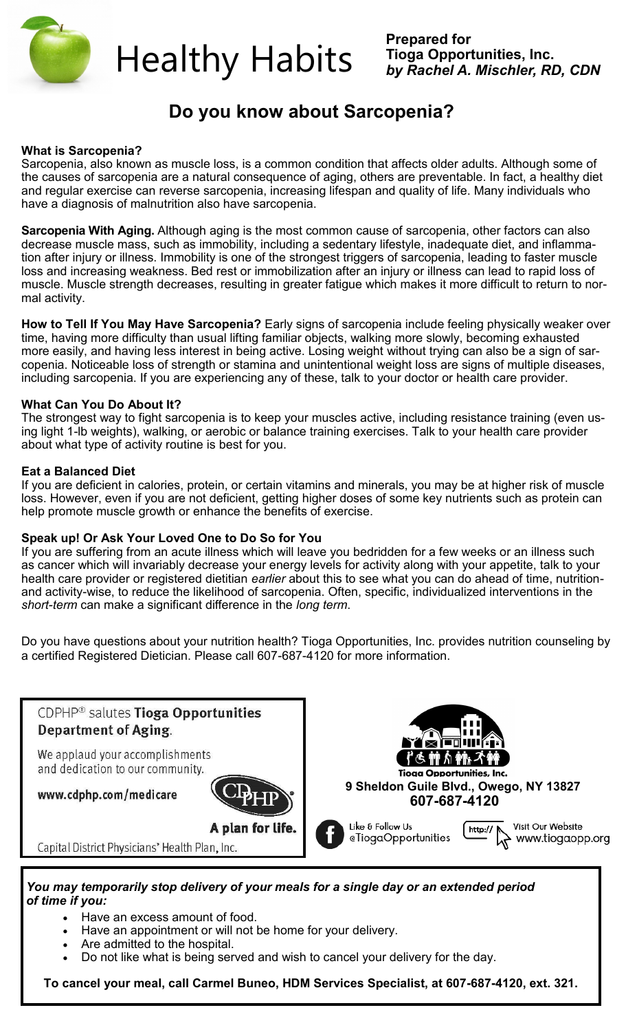# Healthy Habits

**Prepared for Tioga Opportunities, Inc.**
***by Rachel A. Mischler, RD, CDN***

## Do you know about Sarcopenia?

**What is Sarcopenia?**
Sarcopenia, also known as muscle loss, is a common condition that affects older adults. Although some of the causes of sarcopenia are a natural consequence of aging, others are preventable. In fact, a healthy diet and regular exercise can reverse sarcopenia, increasing lifespan and quality of life. Many individuals who have a diagnosis of malnutrition also have sarcopenia.

**Sarcopenia With Aging.** Although aging is the most common cause of sarcopenia, other factors can also decrease muscle mass, such as immobility, including a sedentary lifestyle, inadequate diet, and inflammation after injury or illness. Immobility is one of the strongest triggers of sarcopenia, leading to faster muscle loss and increasing weakness. Bed rest or immobilization after an injury or illness can lead to rapid loss of muscle. Muscle strength decreases, resulting in greater fatigue which makes it more difficult to return to normal activity.

**How to Tell If You May Have Sarcopenia?** Early signs of sarcopenia include feeling physically weaker over time, having more difficulty than usual lifting familiar objects, walking more slowly, becoming exhausted more easily, and having less interest in being active. Losing weight without trying can also be a sign of sarcopenia. Noticeable loss of strength or stamina and unintentional weight loss are signs of multiple diseases, including sarcopenia. If you are experiencing any of these, talk to your doctor or health care provider.

**What Can You Do About It?**
The strongest way to fight sarcopenia is to keep your muscles active, including resistance training (even using light 1-lb weights), walking, or aerobic or balance training exercises. Talk to your health care provider about what type of activity routine is best for you.

**Eat a Balanced Diet**
If you are deficient in calories, protein, or certain vitamins and minerals, you may be at higher risk of muscle loss. However, even if you are not deficient, getting higher doses of some key nutrients such as protein can help promote muscle growth or enhance the benefits of exercise.

**Speak up! Or Ask Your Loved One to Do So for You**
If you are suffering from an acute illness which will leave you bedridden for a few weeks or an illness such as cancer which will invariably decrease your energy levels for activity along with your appetite, talk to your health care provider or registered dietitian *earlier* about this to see what you can do ahead of time, nutrition- and activity-wise, to reduce the likelihood of sarcopenia. Often, specific, individualized interventions in the *short-term* can make a significant difference in the *long term*.

Do you have questions about your nutrition health? Tioga Opportunities, Inc. provides nutrition counseling by a certified Registered Dietician. Please call 607-687-4120 for more information.

CDPHP® salutes **Tioga Opportunities Department of Aging**.

We applaud your accomplishments and dedication to our community.

www.cdphp.com/medicare

**A plan for life.**

Capital District Physicians' Health Plan, Inc.

**Tioga Opportunities, Inc.**
**9 Sheldon Guile Blvd., Owego, NY 13827**
**607-687-4120**

Like & Follow Us @TiogaOpportunities

Visit Our Website www.tiogaopp.org

***You may temporarily stop delivery of your meals for a single day or an extended period of time if you:***

- Have an excess amount of food.
- Have an appointment or will not be home for your delivery.
- Are admitted to the hospital.
- Do not like what is being served and wish to cancel your delivery for the day.

**To cancel your meal, call Carmel Buneo, HDM Services Specialist, at 607-687-4120, ext. 321.**